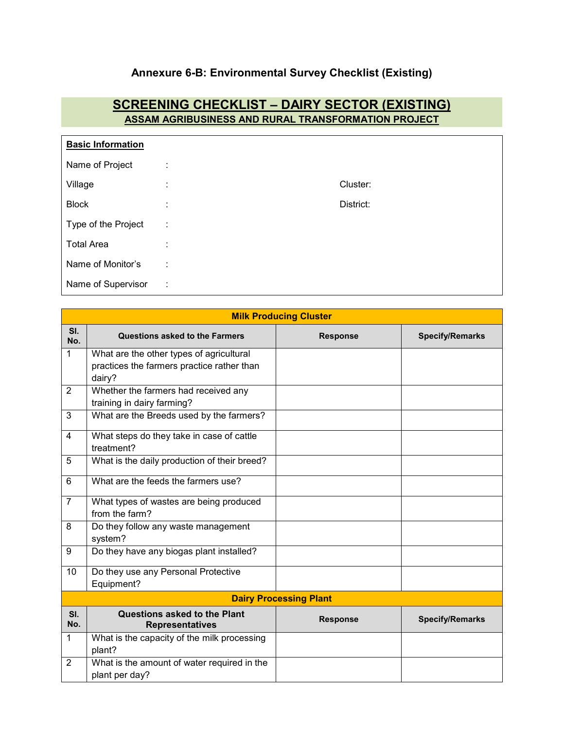# Annexure 6-B: Environmental Survey Checklist (Existing)

## SCREENING CHECKLIST – DAIRY SECTOR (EXISTING)

### ASSAM AGRIBUSINESS AND RURAL TRANSFORMATION PROJECT

**Basic Information**

Name of Project :

Village : Cluster:

Block : District:

Type of the Project :

Total Area :

Name of Monitor's :

Name of Supervisor :

| Milk Producing Cluster | | | |
|---|---|---|---|
| **Sl. No.** | **Questions asked to the Farmers** | **Response** | **Specify/Remarks** |
| 1 | What are the other types of agricultural practices the farmers practice rather than dairy? | | |
| 2 | Whether the farmers had received any training in dairy farming? | | |
| 3 | What are the Breeds used by the farmers? | | |
| 4 | What steps do they take in case of cattle treatment? | | |
| 5 | What is the daily production of their breed? | | |
| 6 | What are the feeds the farmers use? | | |
| 7 | What types of wastes are being produced from the farm? | | |
| 8 | Do they follow any waste management system? | | |
| 9 | Do they have any biogas plant installed? | | |
| 10 | Do they use any Personal Protective Equipment? | | |
| **Dairy Processing Plant** | | | |
| **Sl. No.** | **Questions asked to the Plant Representatives** | **Response** | **Specify/Remarks** |
| 1 | What is the capacity of the milk processing plant? | | |
| 2 | What is the amount of water required in the plant per day? | | |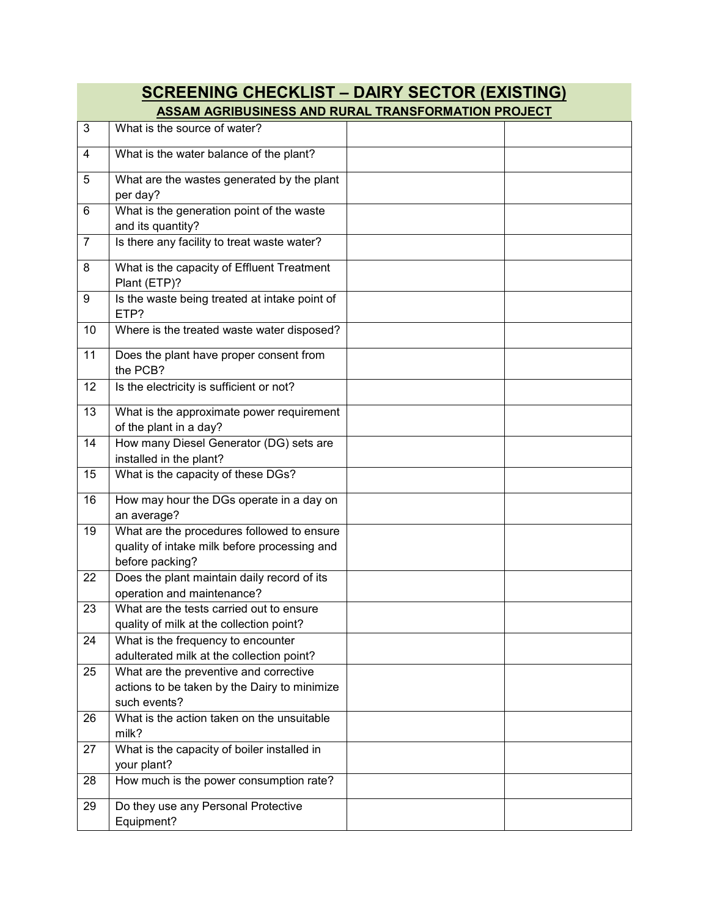## SCREENING CHECKLIST – DAIRY SECTOR (EXISTING)

### ASSAM AGRIBUSINESS AND RURAL TRANSFORMATION PROJECT

| | | | |
|---|---|---|---|
| 3 | What is the source of water? | | |
| 4 | What is the water balance of the plant? | | |
| 5 | What are the wastes generated by the plant per day? | | |
| 6 | What is the generation point of the waste and its quantity? | | |
| 7 | Is there any facility to treat waste water? | | |
| 8 | What is the capacity of Effluent Treatment Plant (ETP)? | | |
| 9 | Is the waste being treated at intake point of ETP? | | |
| 10 | Where is the treated waste water disposed? | | |
| 11 | Does the plant have proper consent from the PCB? | | |
| 12 | Is the electricity is sufficient or not? | | |
| 13 | What is the approximate power requirement of the plant in a day? | | |
| 14 | How many Diesel Generator (DG) sets are installed in the plant? | | |
| 15 | What is the capacity of these DGs? | | |
| 16 | How may hour the DGs operate in a day on an average? | | |
| 19 | What are the procedures followed to ensure quality of intake milk before processing and before packing? | | |
| 22 | Does the plant maintain daily record of its operation and maintenance? | | |
| 23 | What are the tests carried out to ensure quality of milk at the collection point? | | |
| 24 | What is the frequency to encounter adulterated milk at the collection point? | | |
| 25 | What are the preventive and corrective actions to be taken by the Dairy to minimize such events? | | |
| 26 | What is the action taken on the unsuitable milk? | | |
| 27 | What is the capacity of boiler installed in your plant? | | |
| 28 | How much is the power consumption rate? | | |
| 29 | Do they use any Personal Protective Equipment? | | |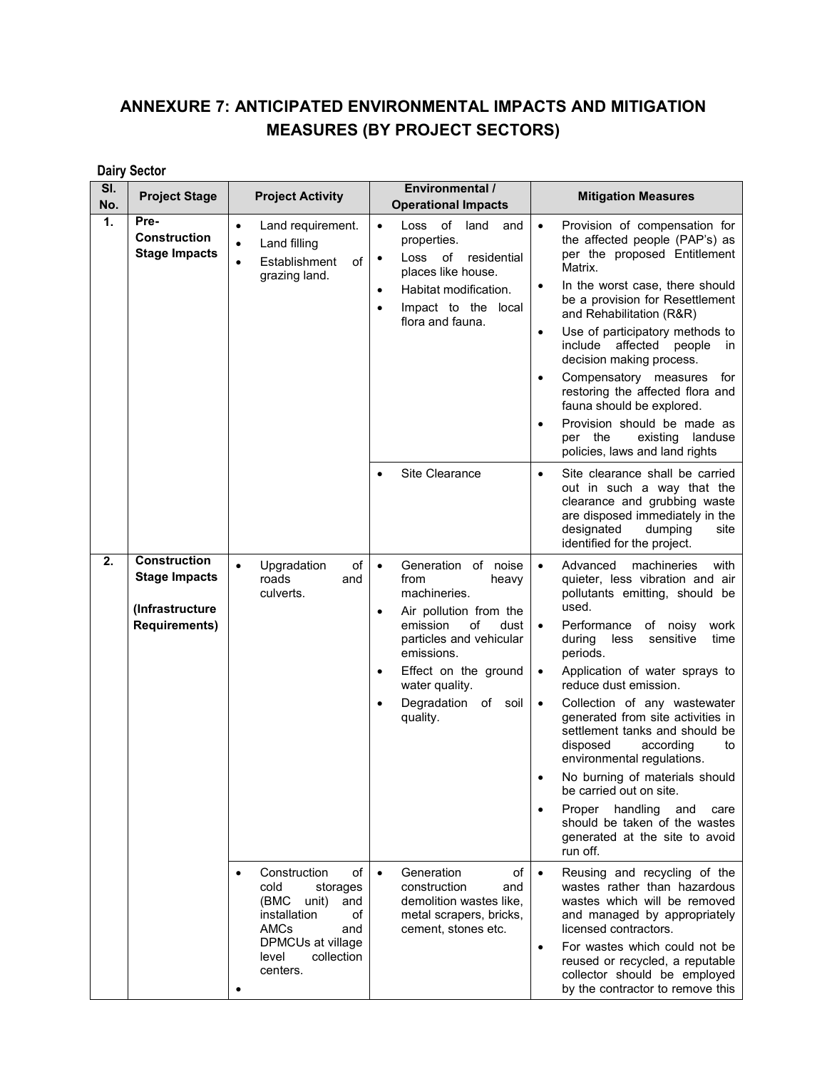# ANNEXURE 7: ANTICIPATED ENVIRONMENTAL IMPACTS AND MITIGATION MEASURES (BY PROJECT SECTORS)

**Dairy Sector**

| Sl. No. | Project Stage | Project Activity | Environmental / Operational Impacts | Mitigation Measures |
|---|---|---|---|---|
| **1.** | **Pre-Construction Stage Impacts** | • Land requirement.<br>• Land filling<br>• Establishment of grazing land. | • Loss of land and properties.<br>• Loss of residential places like house.<br>• Habitat modification.<br>• Impact to the local flora and fauna. | • Provision of compensation for the affected people (PAP's) as per the proposed Entitlement Matrix.<br>• In the worst case, there should be a provision for Resettlement and Rehabilitation (R&R)<br>• Use of participatory methods to include affected people in decision making process.<br>• Compensatory measures for restoring the affected flora and fauna should be explored.<br>• Provision should be made as per the existing landuse policies, laws and land rights |
| | | | • Site Clearance | • Site clearance shall be carried out in such a way that the clearance and grubbing waste are disposed immediately in the designated dumping site identified for the project. |
| **2.** | **Construction Stage Impacts**<br><br>**(Infrastructure Requirements)** | • Upgradation of roads and culverts. | • Generation of noise from heavy machineries.<br>• Air pollution from the emission of dust particles and vehicular emissions.<br>• Effect on the ground water quality.<br>• Degradation of soil quality. | • Advanced machineries with quieter, less vibration and air pollutants emitting, should be used.<br>• Performance of noisy work during less sensitive time periods.<br>• Application of water sprays to reduce dust emission.<br>• Collection of any wastewater generated from site activities in settlement tanks and should be disposed according to environmental regulations.<br>• No burning of materials should be carried out on site.<br>• Proper handling and care should be taken of the wastes generated at the site to avoid run off. |
| | | • Construction of cold storages (BMC unit) and installation of AMCs and DPMCUs at village level collection centers.<br>• | • Generation of construction and demolition wastes like, metal scrapers, bricks, cement, stones etc. | • Reusing and recycling of the wastes rather than hazardous wastes which will be removed and managed by appropriately licensed contractors.<br>• For wastes which could not be reused or recycled, a reputable collector should be employed by the contractor to remove this |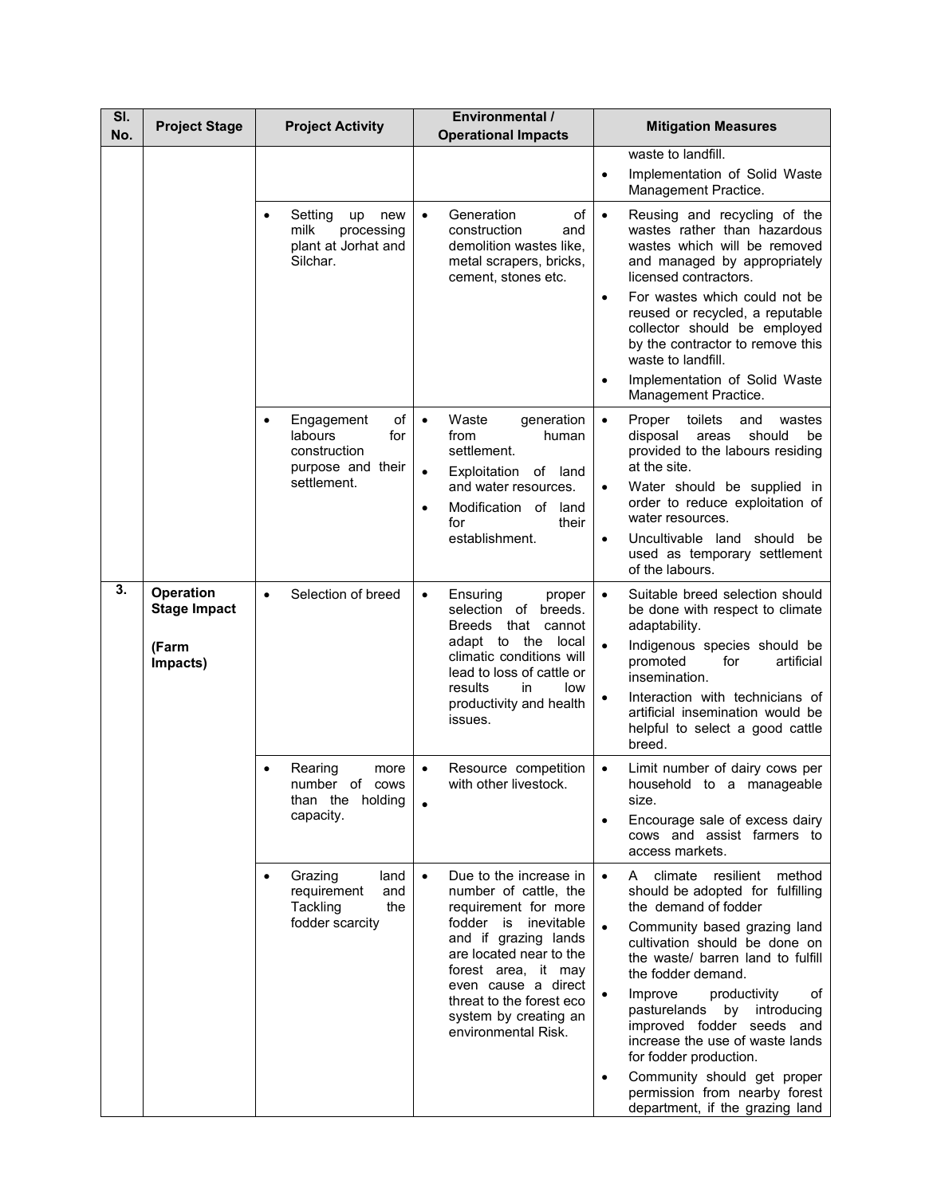| Sl. No. | Project Stage | Project Activity | Environmental / Operational Impacts | Mitigation Measures |
|---|---|---|---|---|
| | | | | waste to landfill.<br>• Implementation of Solid Waste Management Practice. |
| | | • Setting up new milk processing plant at Jorhat and Silchar. | • Generation of construction and demolition wastes like, metal scrapers, bricks, cement, stones etc. | • Reusing and recycling of the wastes rather than hazardous wastes which will be removed and managed by appropriately licensed contractors.<br>• For wastes which could not be reused or recycled, a reputable collector should be employed by the contractor to remove this waste to landfill.<br>• Implementation of Solid Waste Management Practice. |
| | | • Engagement of labours for construction purpose and their settlement. | • Waste generation from human settlement.<br>• Exploitation of land and water resources.<br>• Modification of land for their establishment. | • Proper toilets and wastes disposal areas should be provided to the labours residing at the site.<br>• Water should be supplied in order to reduce exploitation of water resources.<br>• Uncultivable land should be used as temporary settlement of the labours. |
| **3.** | **Operation Stage Impact**<br><br>**(Farm Impacts)** | • Selection of breed | • Ensuring proper selection of breeds. Breeds that cannot adapt to the local climatic conditions will lead to loss of cattle or results in low productivity and health issues. | • Suitable breed selection should be done with respect to climate adaptability.<br>• Indigenous species should be promoted for artificial insemination.<br>• Interaction with technicians of artificial insemination would be helpful to select a good cattle breed. |
| | | • Rearing more number of cows than the holding capacity. | • Resource competition with other livestock.<br>• | • Limit number of dairy cows per household to a manageable size.<br>• Encourage sale of excess dairy cows and assist farmers to access markets. |
| | | • Grazing land requirement and Tackling the fodder scarcity | • Due to the increase in number of cattle, the requirement for more fodder is inevitable and if grazing lands are located near to the forest area, it may even cause a direct threat to the forest eco system by creating an environmental Risk. | • A climate resilient method should be adopted for fulfilling the demand of fodder<br>• Community based grazing land cultivation should be done on the waste/ barren land to fulfill the fodder demand.<br>• Improve productivity of pasturelands by introducing improved fodder seeds and increase the use of waste lands for fodder production.<br>• Community should get proper permission from nearby forest department, if the grazing land |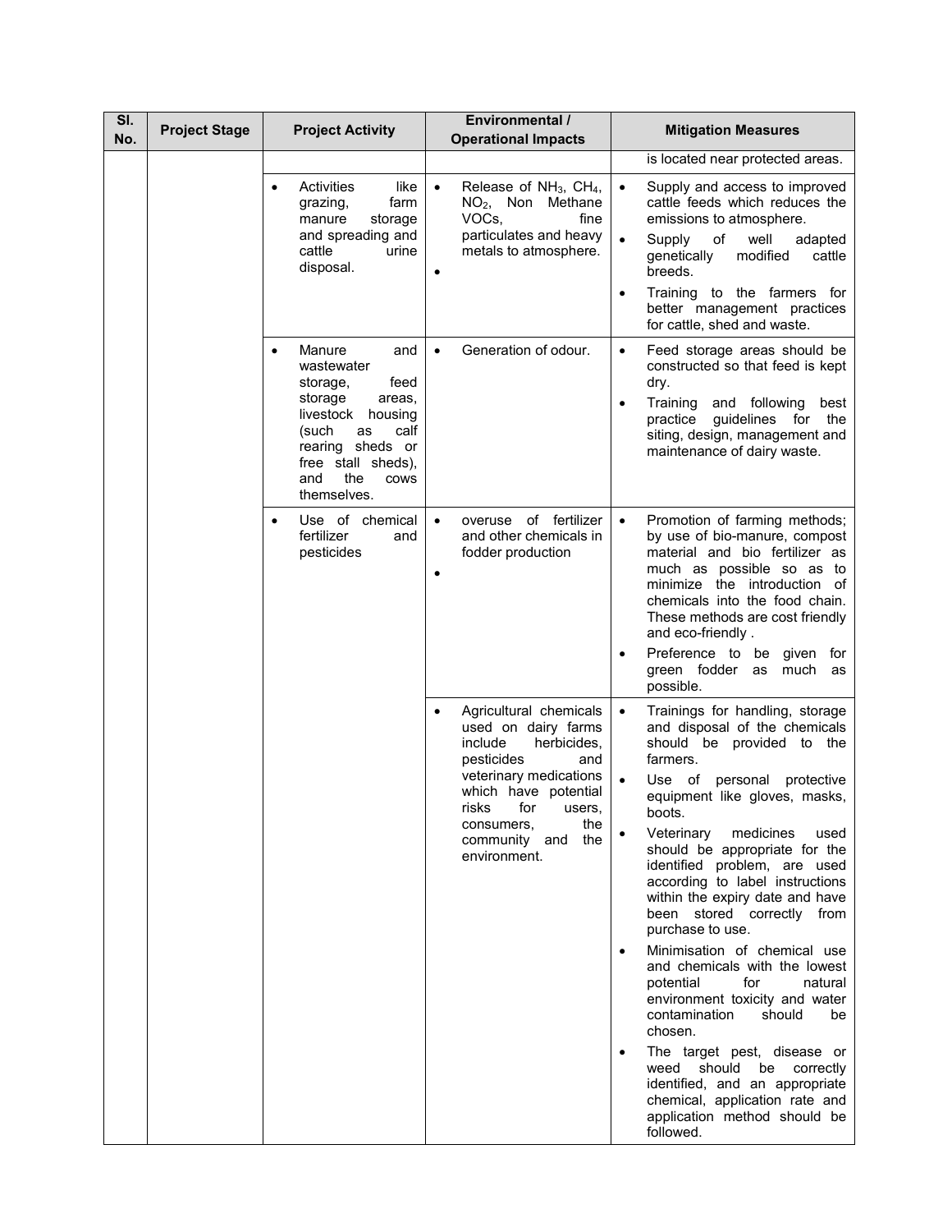| Sl. No. | Project Stage | Project Activity | Environmental / Operational Impacts | Mitigation Measures |
|---|---|---|---|---|
| | | | | is located near protected areas. |
| | | • Activities like grazing, farm manure storage and spreading and cattle urine disposal. | • Release of $NH_3$, $CH_4$, $NO_2$, Non Methane VOCs, fine particulates and heavy metals to atmosphere.<br>• | • Supply and access to improved cattle feeds which reduces the emissions to atmosphere.<br>• Supply of well adapted genetically modified cattle breeds.<br>• Training to the farmers for better management practices for cattle, shed and waste. |
| | | • Manure and wastewater storage, feed storage areas, livestock housing (such as calf rearing sheds or free stall sheds), and the cows themselves. | • Generation of odour. | • Feed storage areas should be constructed so that feed is kept dry.<br>• Training and following best practice guidelines for the siting, design, management and maintenance of dairy waste. |
| | | • Use of chemical fertilizer and pesticides | • overuse of fertilizer and other chemicals in fodder production<br>• | • Promotion of farming methods; by use of bio-manure, compost material and bio fertilizer as much as possible so as to minimize the introduction of chemicals into the food chain. These methods are cost friendly and eco-friendly .<br>• Preference to be given for green fodder as much as possible. |
| | | | • Agricultural chemicals used on dairy farms include herbicides, pesticides and veterinary medications which have potential risks for users, consumers, the community and the environment. | • Trainings for handling, storage and disposal of the chemicals should be provided to the farmers.<br>• Use of personal protective equipment like gloves, masks, boots.<br>• Veterinary medicines used should be appropriate for the identified problem, are used according to label instructions within the expiry date and have been stored correctly from purchase to use.<br>• Minimisation of chemical use and chemicals with the lowest potential for natural environment toxicity and water contamination should be chosen.<br>• The target pest, disease or weed should be correctly identified, and an appropriate chemical, application rate and application method should be followed. |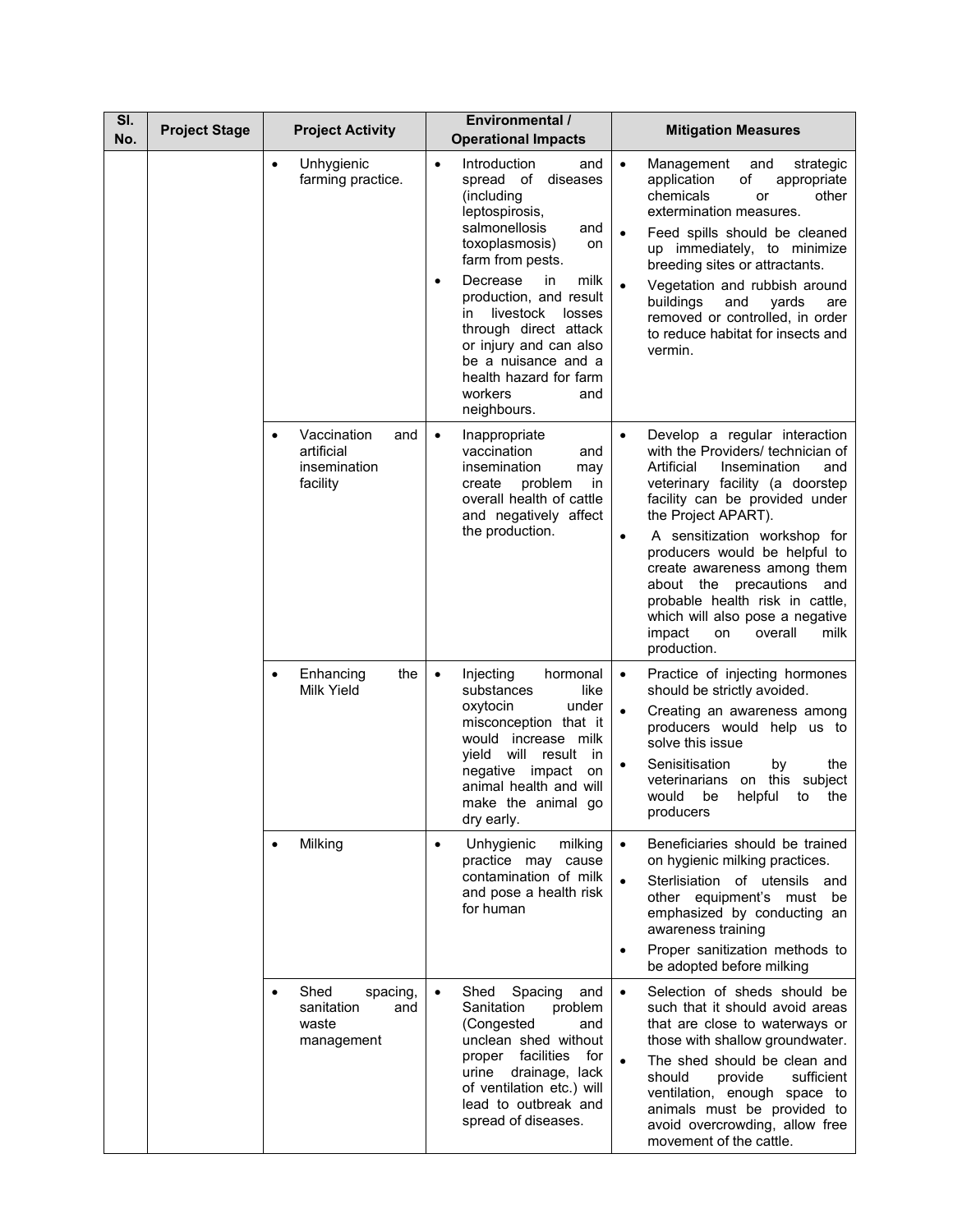| Sl. No. | Project Stage | Project Activity | Environmental / Operational Impacts | Mitigation Measures |
|---|---|---|---|---|
| | | • Unhygienic farming practice. | • Introduction and spread of diseases (including leptospirosis, salmonellosis and toxoplasmosis) on farm from pests.<br>• Decrease in milk production, and result in livestock losses through direct attack or injury and can also be a nuisance and a health hazard for farm workers and neighbours. | • Management and strategic application of appropriate chemicals or other extermination measures.<br>• Feed spills should be cleaned up immediately, to minimize breeding sites or attractants.<br>• Vegetation and rubbish around buildings and yards are removed or controlled, in order to reduce habitat for insects and vermin. |
| | | • Vaccination and artificial insemination facility | • Inappropriate vaccination and insemination may create problem in overall health of cattle and negatively affect the production. | • Develop a regular interaction with the Providers/ technician of Artificial Insemination and veterinary facility (a doorstep facility can be provided under the Project APART).<br>• A sensitization workshop for producers would be helpful to create awareness among them about the precautions and probable health risk in cattle, which will also pose a negative impact on overall milk production. |
| | | • Enhancing the Milk Yield | • Injecting hormonal substances like oxytocin under misconception that it would increase milk yield will result in negative impact on animal health and will make the animal go dry early. | • Practice of injecting hormones should be strictly avoided.<br>• Creating an awareness among producers would help us to solve this issue<br>• Senisitisation by the veterinarians on this subject would be helpful to the producers |
| | | • Milking | • Unhygienic milking practice may cause contamination of milk and pose a health risk for human | • Beneficiaries should be trained on hygienic milking practices.<br>• Sterlisiation of utensils and other equipment's must be emphasized by conducting an awareness training<br>• Proper sanitization methods to be adopted before milking |
| | | • Shed spacing, sanitation and waste management | • Shed Spacing and Sanitation problem (Congested and unclean shed without proper facilities for urine drainage, lack of ventilation etc.) will lead to outbreak and spread of diseases. | • Selection of sheds should be such that it should avoid areas that are close to waterways or those with shallow groundwater.<br>• The shed should be clean and should provide sufficient ventilation, enough space to animals must be provided to avoid overcrowding, allow free movement of the cattle. |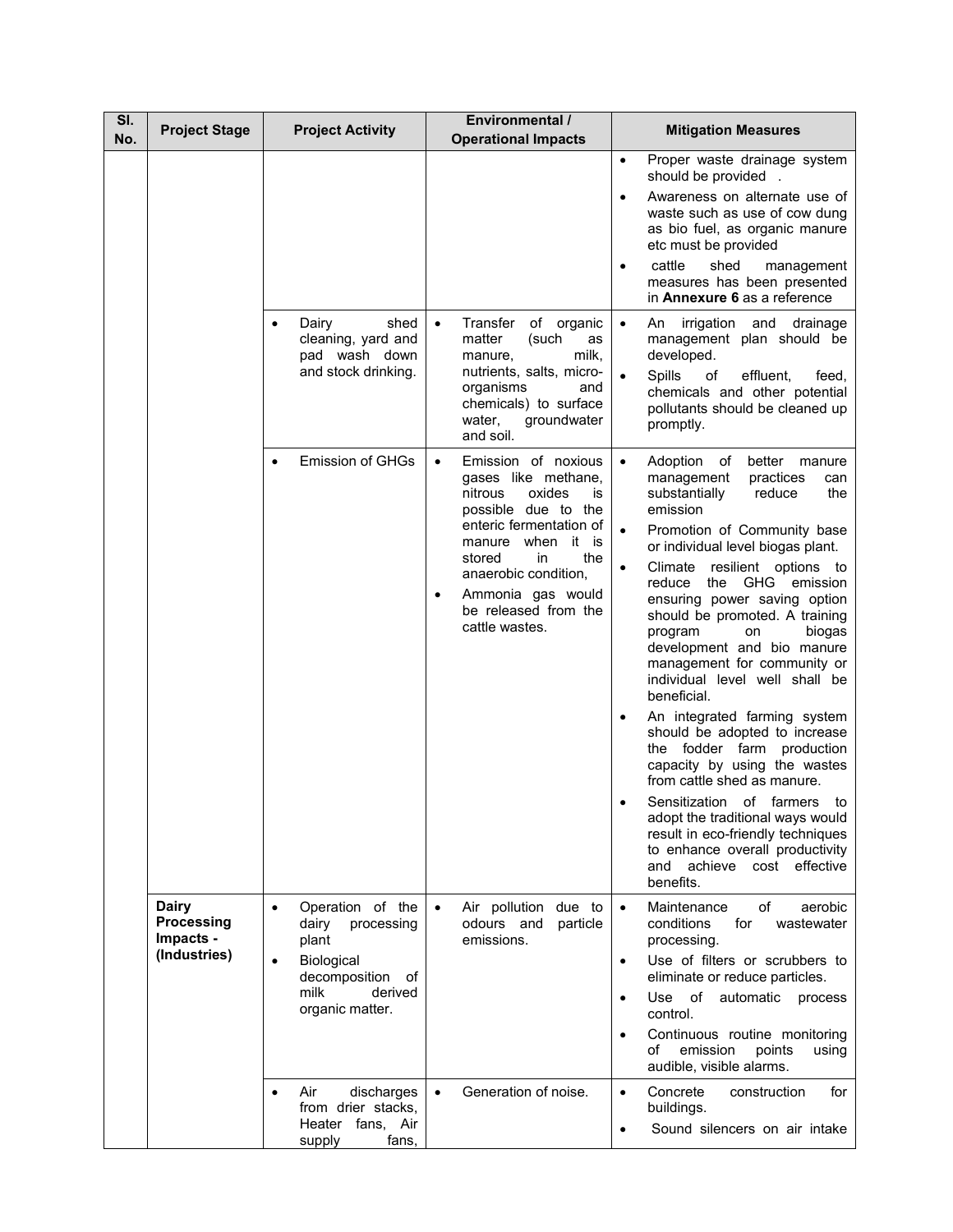| Sl. No. | Project Stage | Project Activity | Environmental / Operational Impacts | Mitigation Measures |
|---|---|---|---|---|
| | | | | • Proper waste drainage system should be provided .<br>• Awareness on alternate use of waste such as use of cow dung as bio fuel, as organic manure etc must be provided<br>• cattle shed management measures has been presented in **Annexure 6** as a reference |
| | | • Dairy shed cleaning, yard and pad wash down and stock drinking. | • Transfer of organic matter (such as manure, milk, nutrients, salts, micro-organisms and chemicals) to surface water, groundwater and soil. | • An irrigation and drainage management plan should be developed.<br>• Spills of effluent, feed, chemicals and other potential pollutants should be cleaned up promptly. |
| | | • Emission of GHGs | • Emission of noxious gases like methane, nitrous oxides is possible due to the enteric fermentation of manure when it is stored in the anaerobic condition,<br>• Ammonia gas would be released from the cattle wastes. | • Adoption of better manure management practices can substantially reduce the emission<br>• Promotion of Community base or individual level biogas plant.<br>• Climate resilient options to reduce the GHG emission ensuring power saving option should be promoted. A training program on biogas development and bio manure management for community or individual level well shall be beneficial.<br>• An integrated farming system should be adopted to increase the fodder farm production capacity by using the wastes from cattle shed as manure.<br>• Sensitization of farmers to adopt the traditional ways would result in eco-friendly techniques to enhance overall productivity and achieve cost effective benefits. |
| | **Dairy Processing Impacts - (Industries)** | • Operation of the dairy processing plant<br>• Biological decomposition of milk derived organic matter. | • Air pollution due to odours and particle emissions. | • Maintenance of aerobic conditions for wastewater processing.<br>• Use of filters or scrubbers to eliminate or reduce particles.<br>• Use of automatic process control.<br>• Continuous routine monitoring of emission points using audible, visible alarms. |
| | | • Air discharges from drier stacks, Heater fans, Air supply fans, | • Generation of noise. | • Concrete construction for buildings.<br>• Sound silencers on air intake |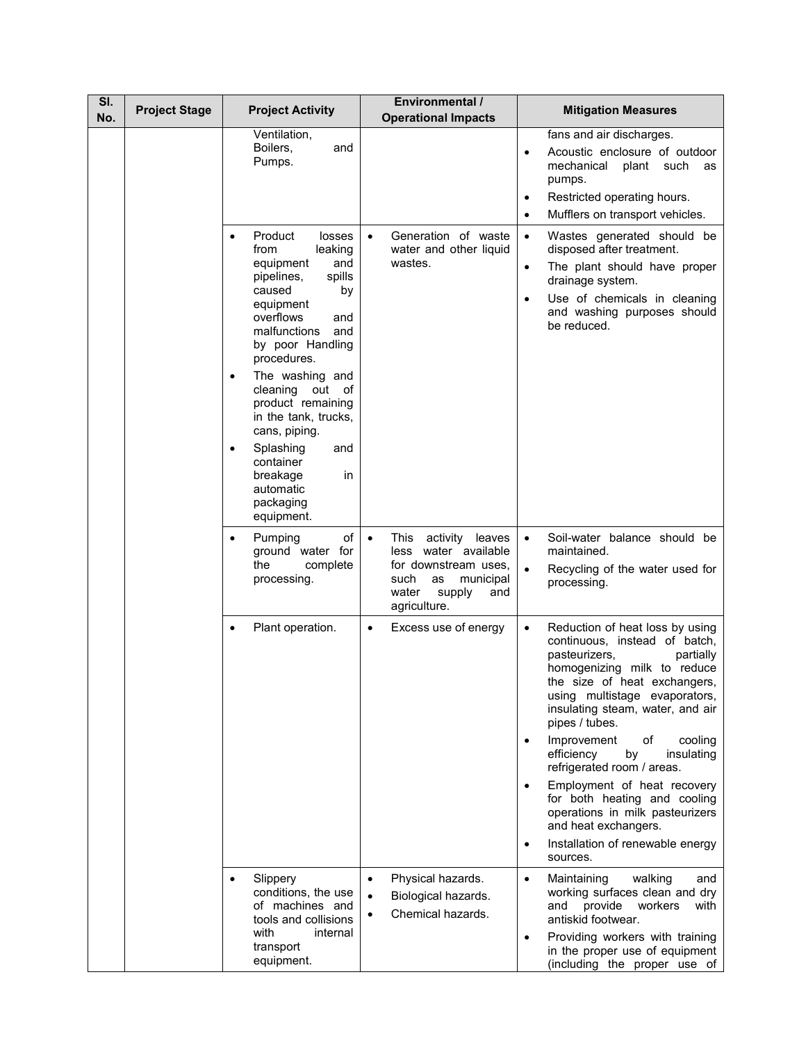| Sl. No. | Project Stage | Project Activity | Environmental / Operational Impacts | Mitigation Measures |
|---|---|---|---|---|
| | | Ventilation, Boilers, and Pumps. | | fans and air discharges.<br>• Acoustic enclosure of outdoor mechanical plant such as pumps.<br>• Restricted operating hours.<br>• Mufflers on transport vehicles. |
| | | • Product losses from leaking equipment and pipelines, spills caused by equipment overflows and malfunctions and by poor Handling procedures.<br>• The washing and cleaning out of product remaining in the tank, trucks, cans, piping.<br>• Splashing and container breakage in automatic packaging equipment. | • Generation of waste water and other liquid wastes. | • Wastes generated should be disposed after treatment.<br>• The plant should have proper drainage system.<br>• Use of chemicals in cleaning and washing purposes should be reduced. |
| | | • Pumping of ground water for the complete processing. | • This activity leaves less water available for downstream uses, such as municipal water supply and agriculture. | • Soil-water balance should be maintained.<br>• Recycling of the water used for processing. |
| | | • Plant operation. | • Excess use of energy | • Reduction of heat loss by using continuous, instead of batch, pasteurizers, partially homogenizing milk to reduce the size of heat exchangers, using multistage evaporators, insulating steam, water, and air pipes / tubes.<br>• Improvement of cooling efficiency by insulating refrigerated room / areas.<br>• Employment of heat recovery for both heating and cooling operations in milk pasteurizers and heat exchangers.<br>• Installation of renewable energy sources. |
| | | • Slippery conditions, the use of machines and tools and collisions with internal transport equipment. | • Physical hazards.<br>• Biological hazards.<br>• Chemical hazards. | • Maintaining walking and working surfaces clean and dry and provide workers with antiskid footwear.<br>• Providing workers with training in the proper use of equipment (including the proper use of |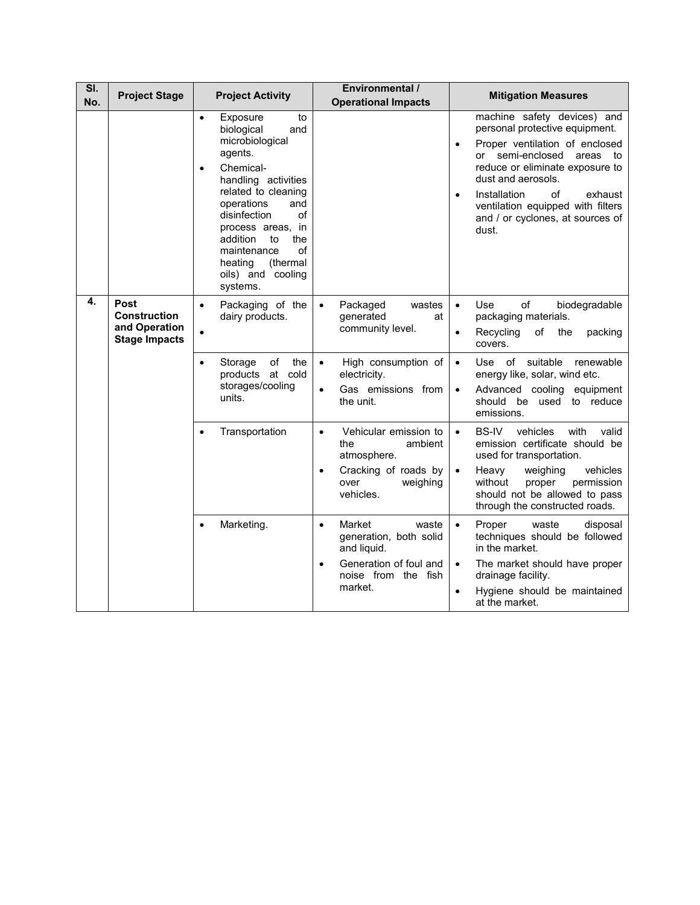| Sl. No. | Project Stage | Project Activity | Environmental / Operational Impacts | Mitigation Measures |
|---|---|---|---|---|
| | | • Exposure to biological and microbiological agents.<br>• Chemical-handling activities related to cleaning operations and disinfection of process areas, in addition to the maintenance of heating (thermal oils) and cooling systems. | | machine safety devices) and personal protective equipment.<br>• Proper ventilation of enclosed or semi-enclosed areas to reduce or eliminate exposure to dust and aerosols.<br>• Installation of exhaust ventilation equipped with filters and / or cyclones, at sources of dust. |
| **4.** | **Post Construction and Operation Stage Impacts** | • Packaging of the dairy products.<br>• | • Packaged wastes generated at community level. | • Use of biodegradable packaging materials.<br>• Recycling of the packing covers. |
| | | • Storage of the products at cold storages/cooling units. | • High consumption of electricity.<br>• Gas emissions from the unit. | • Use of suitable renewable energy like, solar, wind etc.<br>• Advanced cooling equipment should be used to reduce emissions. |
| | | • Transportation | • Vehicular emission to the ambient atmosphere.<br>• Cracking of roads by over weighing vehicles. | • BS-IV vehicles with valid emission certificate should be used for transportation.<br>• Heavy weighing vehicles without proper permission should not be allowed to pass through the constructed roads. |
| | | • Marketing. | • Market waste generation, both solid and liquid.<br>• Generation of foul and noise from the fish market. | • Proper waste disposal techniques should be followed in the market.<br>• The market should have proper drainage facility.<br>• Hygiene should be maintained at the market. |